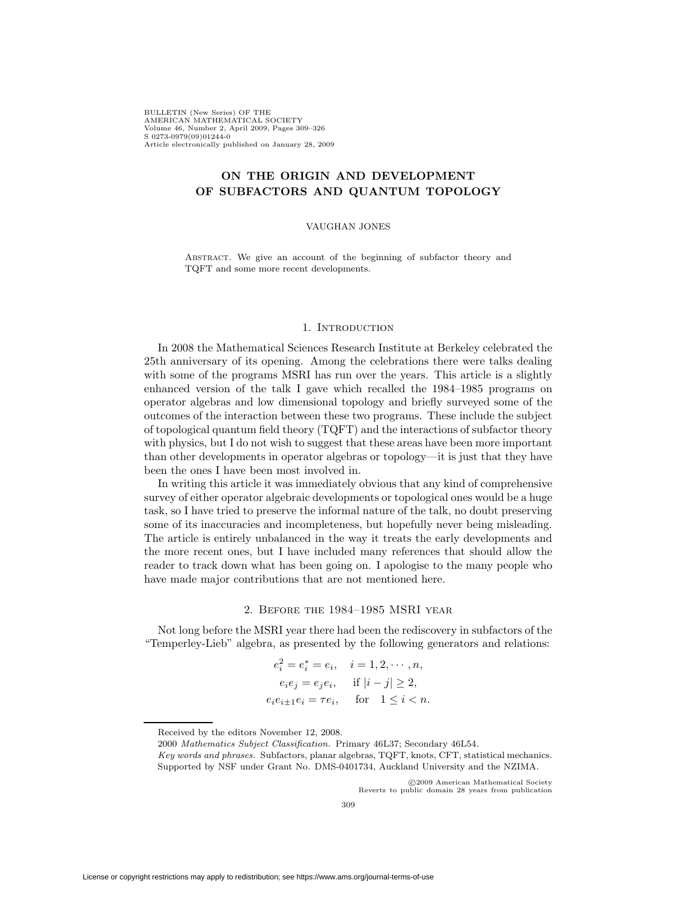# ON THE ORIGIN AND DEVELOPMENT OF SUBFACTORS AND QUANTUM TOPOLOGY

VAUGHAN JONES

Abstract. We give an account of the beginning of subfactor theory and TQFT and some more recent developments.

## 1. Introduction

In 2008 the Mathematical Sciences Research Institute at Berkeley celebrated the 25th anniversary of its opening. Among the celebrations there were talks dealing with some of the programs MSRI has run over the years. This article is a slightly enhanced version of the talk I gave which recalled the 1984–1985 programs on operator algebras and low dimensional topology and briefly surveyed some of the outcomes of the interaction between these two programs. These include the subject of topological quantum field theory (TQFT) and the interactions of subfactor theory with physics, but I do not wish to suggest that these areas have been more important than other developments in operator algebras or topology—it is just that they have been the ones I have been most involved in.

In writing this article it was immediately obvious that any kind of comprehensive survey of either operator algebraic developments or topological ones would be a huge task, so I have tried to preserve the informal nature of the talk, no doubt preserving some of its inaccuracies and incompleteness, but hopefully never being misleading. The article is entirely unbalanced in the way it treats the early developments and the more recent ones, but I have included many references that should allow the reader to track down what has been going on. I apologise to the many people who have made major contributions that are not mentioned here.

## 2. Before the 1984–1985 MSRI year

Not long before the MSRI year there had been the rediscovery in subfactors of the "Temperley-Lieb" algebra, as presented by the following generators and relations:

$$
\begin{aligned}
e_i^2 = e_i^* = e_i, &\quad i = 1, 2, \cdots, n, \\
e_i e_j = e_j e_i, &\quad \text{if } |i - j| \geq 2, \\
e_i e_{i\pm 1} e_i = \tau e_i, &\quad \text{for} \quad 1 \leq i < n.
\end{aligned}
$$

Received by the editors November 12, 2008.

2000 *Mathematics Subject Classification.* Primary 46L37; Secondary 46L54.

*Key words and phrases.* Subfactors, planar algebras, TQFT, knots, CFT, statistical mechanics.

Supported by NSF under Grant No. DMS-0401734, Auckland University and the NZIMA.

©2009 American Mathematical Society
Reverts to public domain 28 years from publication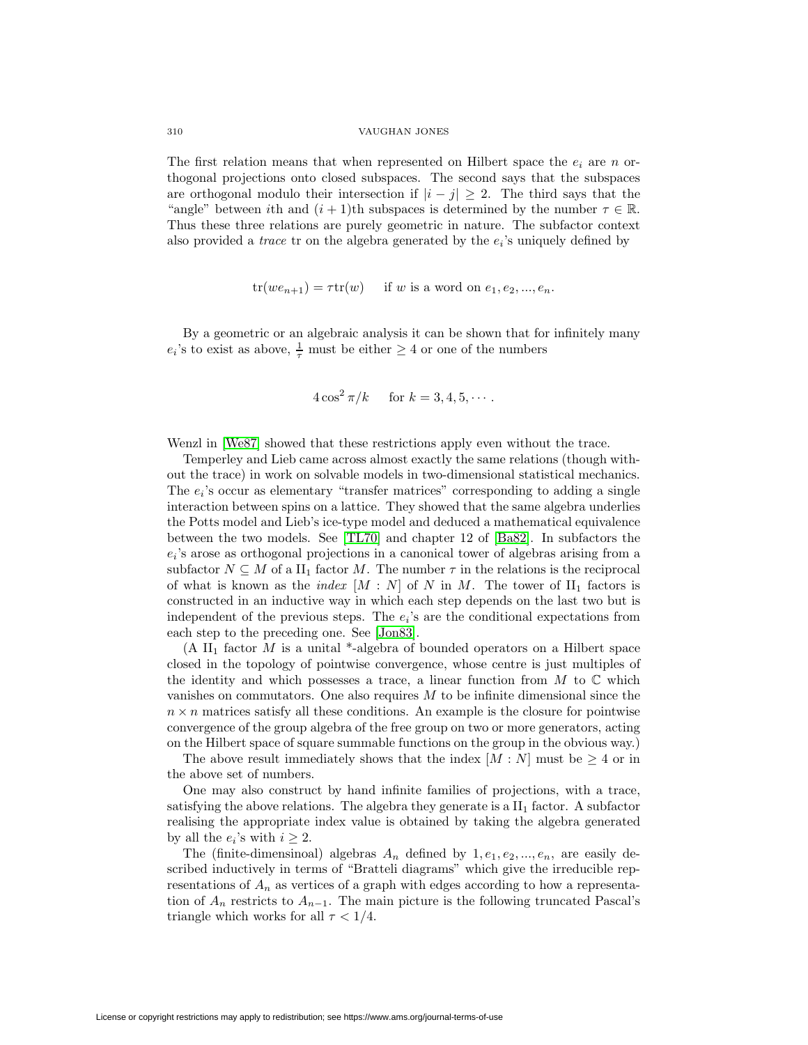The first relation means that when represented on Hilbert space the $e_i$ are $n$ orthogonal projections onto closed subspaces. The second says that the subspaces are orthogonal modulo their intersection if $|i-j| \geq 2$. The third says that the "angle" between $i$th and $(i+1)$th subspaces is determined by the number $\tau \in \mathbb{R}$. Thus these three relations are purely geometric in nature. The subfactor context also provided a *trace* tr on the algebra generated by the $e_i$'s uniquely defined by

$$\operatorname{tr}(we_{n+1}) = \tau \operatorname{tr}(w) \quad \text{ if } w \text{ is a word on } e_1, e_2, ..., e_n.$$

By a geometric or an algebraic analysis it can be shown that for infinitely many $e_i$'s to exist as above, $\frac{1}{\tau}$ must be either $\geq 4$ or one of the numbers

$$4\cos^2 \pi/k \quad \text{ for } k = 3, 4, 5, \cdots .$$

Wenzl in [We87] showed that these restrictions apply even without the trace.

Temperley and Lieb came across almost exactly the same relations (though without the trace) in work on solvable models in two-dimensional statistical mechanics. The $e_i$'s occur as elementary "transfer matrices" corresponding to adding a single interaction between spins on a lattice. They showed that the same algebra underlies the Potts model and Lieb's ice-type model and deduced a mathematical equivalence between the two models. See [TL70] and chapter 12 of [Ba82]. In subfactors the $e_i$'s arose as orthogonal projections in a canonical tower of algebras arising from a subfactor $N \subseteq M$ of a $\text{II}_1$ factor $M$. The number $\tau$ in the relations is the reciprocal of what is known as the *index* $[M : N]$ of $N$ in $M$. The tower of $\text{II}_1$ factors is constructed in an inductive way in which each step depends on the last two but is independent of the previous steps. The $e_i$'s are the conditional expectations from each step to the preceding one. See [Jon83].

(A $\text{II}_1$ factor $M$ is a unital *-algebra of bounded operators on a Hilbert space closed in the topology of pointwise convergence, whose centre is just multiples of the identity and which possesses a trace, a linear function from $M$ to $\mathbb{C}$ which vanishes on commutators. One also requires $M$ to be infinite dimensional since the $n \times n$ matrices satisfy all these conditions. An example is the closure for pointwise convergence of the group algebra of the free group on two or more generators, acting on the Hilbert space of square summable functions on the group in the obvious way.)

The above result immediately shows that the index $[M : N]$ must be $\geq 4$ or in the above set of numbers.

One may also construct by hand infinite families of projections, with a trace, satisfying the above relations. The algebra they generate is a $\text{II}_1$ factor. A subfactor realising the appropriate index value is obtained by taking the algebra generated by all the $e_i$'s with $i \geq 2$.

The (finite-dimensinoal) algebras $A_n$ defined by $1, e_1, e_2, ..., e_n$, are easily described inductively in terms of "Bratteli diagrams" which give the irreducible representations of $A_n$ as vertices of a graph with edges according to how a representation of $A_n$ restricts to $A_{n-1}$. The main picture is the following truncated Pascal's triangle which works for all $\tau < 1/4$.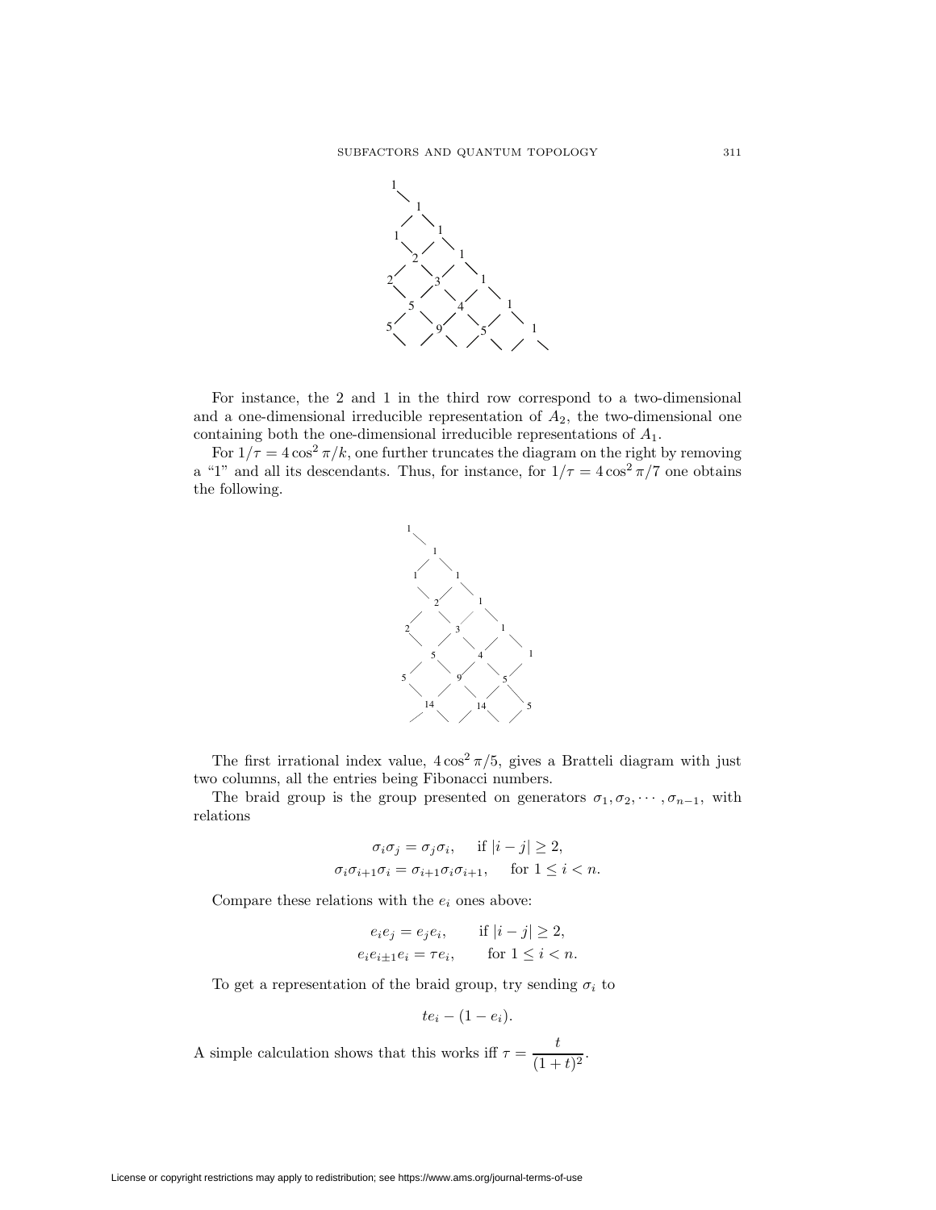For instance, the 2 and 1 in the third row correspond to a two-dimensional and a one-dimensional irreducible representation of $A_2$, the two-dimensional one containing both the one-dimensional irreducible representations of $A_1$.

For $1/\tau = 4\cos^2 \pi/k$, one further truncates the diagram on the right by removing a "1" and all its descendants. Thus, for instance, for $1/\tau = 4\cos^2 \pi/7$ one obtains the following.

The first irrational index value, $4\cos^2 \pi/5$, gives a Bratteli diagram with just two columns, all the entries being Fibonacci numbers.

The braid group is the group presented on generators $\sigma_1, \sigma_2, \cdots, \sigma_{n-1}$, with relations

$$\sigma_i \sigma_j = \sigma_j \sigma_i, \quad \text{if } |i-j| \geq 2,$$
$$\sigma_i \sigma_{i+1} \sigma_i = \sigma_{i+1} \sigma_i \sigma_{i+1}, \quad \text{for } 1 \leq i < n.$$

Compare these relations with the $e_i$ ones above:

$$e_i e_j = e_j e_i, \qquad \text{if } |i-j| \geq 2,$$
$$e_i e_{i\pm 1} e_i = \tau e_i, \qquad \text{for } 1 \leq i < n.$$

To get a representation of the braid group, try sending $\sigma_i$ to

$$t e_i - (1 - e_i).$$

A simple calculation shows that this works iff $\tau = \dfrac{t}{(1+t)^2}$.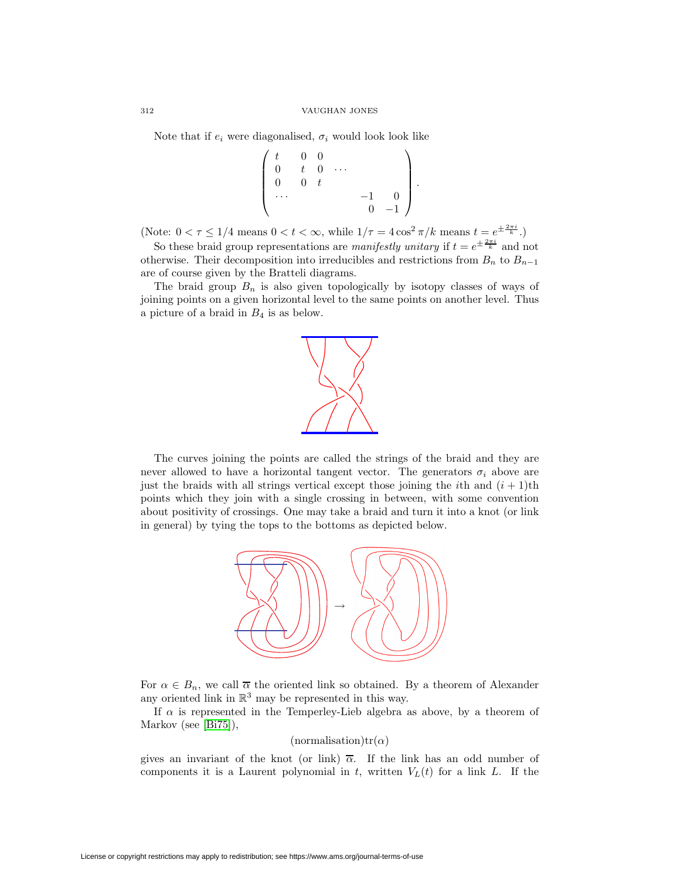Note that if $e_i$ were diagonalised, $\sigma_i$ would look look like

$$\begin{pmatrix} t & 0 & 0 & & & \\ 0 & t & 0 & \cdots & & \\ 0 & 0 & t & & & \\ \cdots & & & & -1 & 0 \\ & & & & 0 & -1 \end{pmatrix}.$$

(Note: $0 < \tau \leq 1/4$ means $0 < t < \infty$, while $1/\tau = 4\cos^2 \pi/k$ means $t = e^{\pm \frac{2\pi i}{k}}$.)

So these braid group representations are *manifestly unitary* if $t = e^{\pm \frac{2\pi i}{k}}$ and not otherwise. Their decomposition into irreducibles and restrictions from $B_n$ to $B_{n-1}$ are of course given by the Bratteli diagrams.

The braid group $B_n$ is also given topologically by isotopy classes of ways of joining points on a given horizontal level to the same points on another level. Thus a picture of a braid in $B_4$ is as below.

The curves joining the points are called the strings of the braid and they are never allowed to have a horizontal tangent vector. The generators $\sigma_i$ above are just the braids with all strings vertical except those joining the $i$th and $(i+1)$th points which they join with a single crossing in between, with some convention about positivity of crossings. One may take a braid and turn it into a knot (or link in general) by tying the tops to the bottoms as depicted below.

For $\alpha \in B_n$, we call $\overline{\alpha}$ the oriented link so obtained. By a theorem of Alexander any oriented link in $\mathbb{R}^3$ may be represented in this way.

If $\alpha$ is represented in the Temperley-Lieb algebra as above, by a theorem of Markov (see [Bi75]),

$$(\text{normalisation})\text{tr}(\alpha)$$

gives an invariant of the knot (or link) $\overline{\alpha}$. If the link has an odd number of components it is a Laurent polynomial in $t$, written $V_L(t)$ for a link $L$. If the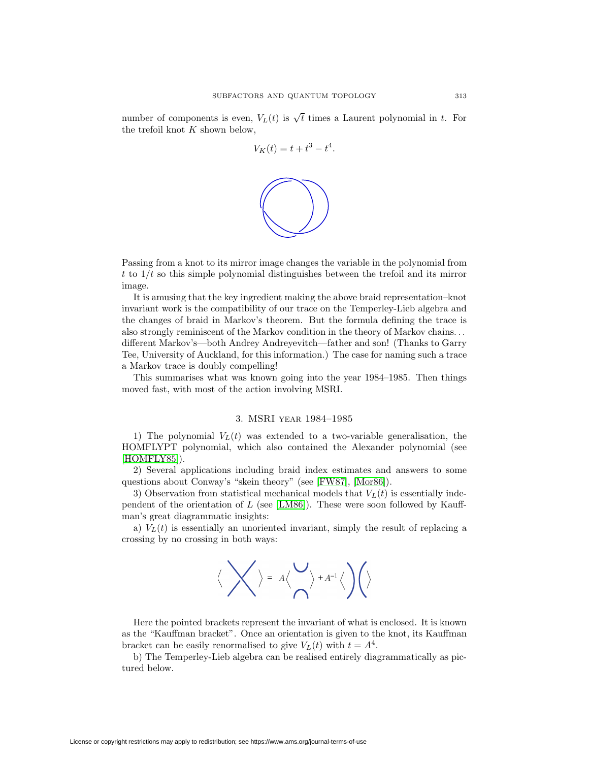number of components is even, $V_L(t)$ is $\sqrt{t}$ times a Laurent polynomial in $t$. For the trefoil knot $K$ shown below,

$$V_K(t) = t + t^3 - t^4.$$

Passing from a knot to its mirror image changes the variable in the polynomial from $t$ to $1/t$ so this simple polynomial distinguishes between the trefoil and its mirror image.

It is amusing that the key ingredient making the above braid representation–knot invariant work is the compatibility of our trace on the Temperley-Lieb algebra and the changes of braid in Markov's theorem. But the formula defining the trace is also strongly reminiscent of the Markov condition in the theory of Markov chains… different Markov's—both Andrey Andreyevitch—father and son! (Thanks to Garry Tee, University of Auckland, for this information.) The case for naming such a trace a Markov trace is doubly compelling!

This summarises what was known going into the year 1984–1985. Then things moved fast, with most of the action involving MSRI.

## 3. MSRI year 1984–1985

1) The polynomial $V_L(t)$ was extended to a two-variable generalisation, the HOMFLYPT polynomial, which also contained the Alexander polynomial (see [HOMFLY85]).

2) Several applications including braid index estimates and answers to some questions about Conway's "skein theory" (see [FW87], [Mor86]).

3) Observation from statistical mechanical models that $V_L(t)$ is essentially independent of the orientation of $L$ (see [LM86]). These were soon followed by Kauffman's great diagrammatic insights:

a) $V_L(t)$ is essentially an unoriented invariant, simply the result of replacing a crossing by no crossing in both ways:

$$\langle \times \rangle = A \langle \asymp \rangle + A^{-1} \langle )( \rangle$$

Here the pointed brackets represent the invariant of what is enclosed. It is known as the "Kauffman bracket". Once an orientation is given to the knot, its Kauffman bracket can be easily renormalised to give $V_L(t)$ with $t = A^4$.

b) The Temperley-Lieb algebra can be realised entirely diagrammatically as pictured below.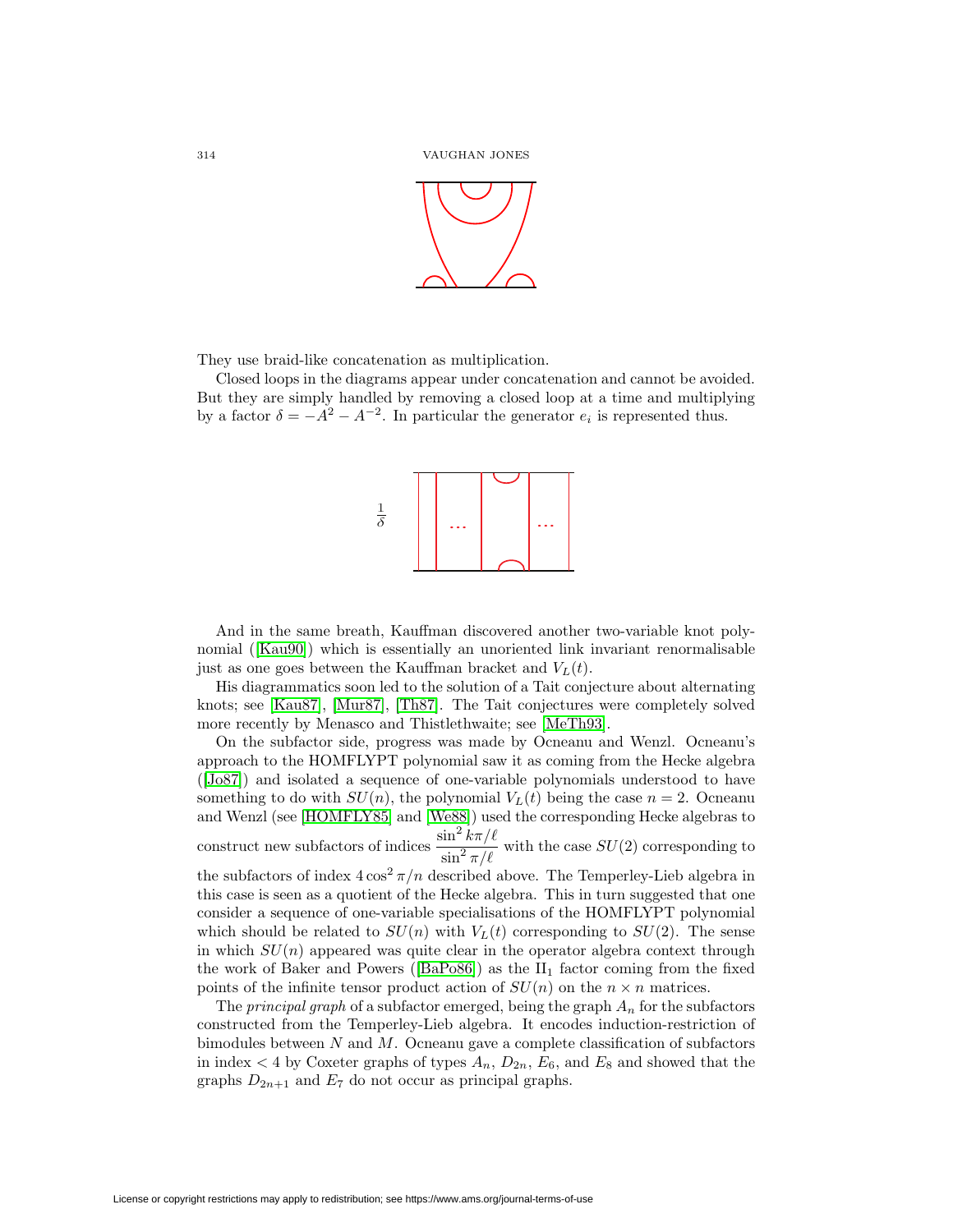They use braid-like concatenation as multiplication.

Closed loops in the diagrams appear under concatenation and cannot be avoided. But they are simply handled by removing a closed loop at a time and multiplying by a factor $\delta = -A^2 - A^{-2}$. In particular the generator $e_i$ is represented thus.

$\frac{1}{\delta}$

And in the same breath, Kauffman discovered another two-variable knot polynomial ([Kau90]) which is essentially an unoriented link invariant renormalisable just as one goes between the Kauffman bracket and $V_L(t)$.

His diagrammatics soon led to the solution of a Tait conjecture about alternating knots; see [Kau87], [Mur87], [Th87]. The Tait conjectures were completely solved more recently by Menasco and Thistlethwaite; see [MeTh93].

On the subfactor side, progress was made by Ocneanu and Wenzl. Ocneanu's approach to the HOMFLYPT polynomial saw it as coming from the Hecke algebra ([Jo87]) and isolated a sequence of one-variable polynomials understood to have something to do with $SU(n)$, the polynomial $V_L(t)$ being the case $n = 2$. Ocneanu and Wenzl (see [HOMFLY85] and [We88]) used the corresponding Hecke algebras to construct new subfactors of indices $\dfrac{\sin^2 k\pi/\ell}{\sin^2 \pi/\ell}$ with the case $SU(2)$ corresponding to the subfactors of index $4\cos^2 \pi/n$ described above. The Temperley-Lieb algebra in this case is seen as a quotient of the Hecke algebra. This in turn suggested that one consider a sequence of one-variable specialisations of the HOMFLYPT polynomial which should be related to $SU(n)$ with $V_L(t)$ corresponding to $SU(2)$. The sense in which $SU(n)$ appeared was quite clear in the operator algebra context through the work of Baker and Powers ([BaPo86]) as the $\mathrm{II}_1$ factor coming from the fixed points of the infinite tensor product action of $SU(n)$ on the $n \times n$ matrices.

The *principal graph* of a subfactor emerged, being the graph $A_n$ for the subfactors constructed from the Temperley-Lieb algebra. It encodes induction-restriction of bimodules between $N$ and $M$. Ocneanu gave a complete classification of subfactors in index $< 4$ by Coxeter graphs of types $A_n$, $D_{2n}$, $E_6$, and $E_8$ and showed that the graphs $D_{2n+1}$ and $E_7$ do not occur as principal graphs.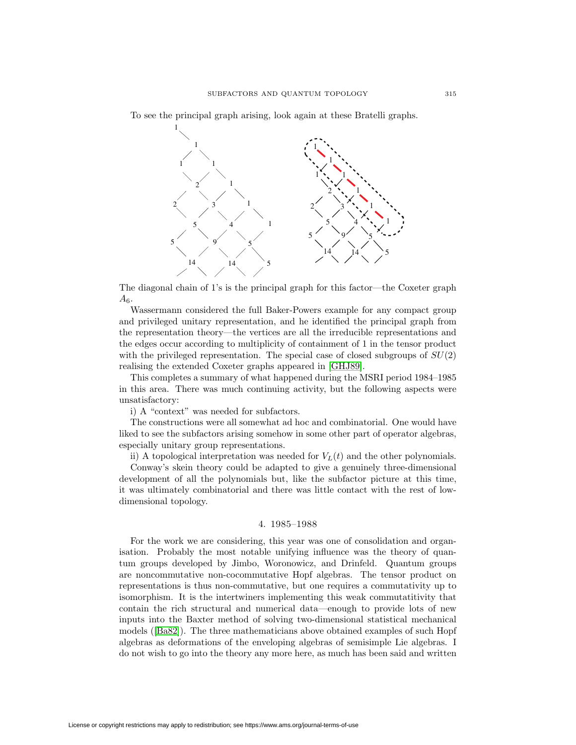To see the principal graph arising, look again at these Bratelli graphs.

The diagonal chain of 1's is the principal graph for this factor—the Coxeter graph $A_6$.

Wassermann considered the full Baker-Powers example for any compact group and privileged unitary representation, and he identified the principal graph from the representation theory—the vertices are all the irreducible representations and the edges occur according to multiplicity of containment of 1 in the tensor product with the privileged representation. The special case of closed subgroups of $SU(2)$ realising the extended Coxeter graphs appeared in [GHJ89].

This completes a summary of what happened during the MSRI period 1984–1985 in this area. There was much continuing activity, but the following aspects were unsatisfactory:

i) A "context" was needed for subfactors.

The constructions were all somewhat ad hoc and combinatorial. One would have liked to see the subfactors arising somehow in some other part of operator algebras, especially unitary group representations.

ii) A topological interpretation was needed for $V_L(t)$ and the other polynomials.

Conway's skein theory could be adapted to give a genuinely three-dimensional development of all the polynomials but, like the subfactor picture at this time, it was ultimately combinatorial and there was little contact with the rest of low-dimensional topology.

## 4. 1985–1988

For the work we are considering, this year was one of consolidation and organisation. Probably the most notable unifying influence was the theory of quantum groups developed by Jimbo, Woronowicz, and Drinfeld. Quantum groups are noncommutative non-cocommutative Hopf algebras. The tensor product on representations is thus non-commutative, but one requires a commutativity up to isomorphism. It is the intertwiners implementing this weak commutatitivity that contain the rich structural and numerical data—enough to provide lots of new inputs into the Baxter method of solving two-dimensional statistical mechanical models ([Ba82]). The three mathematicians above obtained examples of such Hopf algebras as deformations of the enveloping algebras of semisimple Lie algebras. I do not wish to go into the theory any more here, as much has been said and written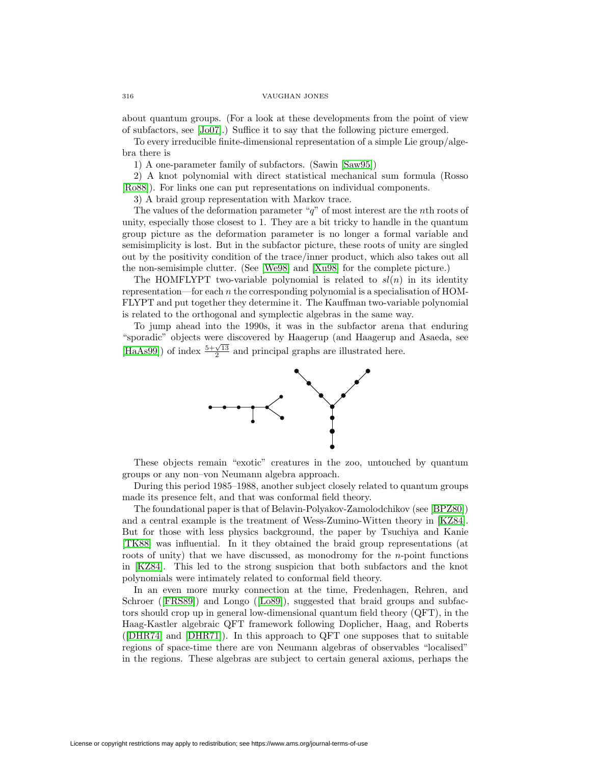about quantum groups. (For a look at these developments from the point of view of subfactors, see [Jo07].) Suffice it to say that the following picture emerged.

To every irreducible finite-dimensional representation of a simple Lie group/algebra there is

1) A one-parameter family of subfactors. (Sawin [Saw95])

2) A knot polynomial with direct statistical mechanical sum formula (Rosso [Ro88]). For links one can put representations on individual components.

3) A braid group representation with Markov trace.

The values of the deformation parameter "$q$" of most interest are the $n$th roots of unity, especially those closest to 1. They are a bit tricky to handle in the quantum group picture as the deformation parameter is no longer a formal variable and semisimplicity is lost. But in the subfactor picture, these roots of unity are singled out by the positivity condition of the trace/inner product, which also takes out all the non-semisimple clutter. (See [We98] and [Xu98] for the complete picture.)

The HOMFLYPT two-variable polynomial is related to $sl(n)$ in its identity representation—for each $n$ the corresponding polynomial is a specialisation of HOMFLYPT and put together they determine it. The Kauffman two-variable polynomial is related to the orthogonal and symplectic algebras in the same way.

To jump ahead into the 1990s, it was in the subfactor arena that enduring "sporadic" objects were discovered by Haagerup (and Haagerup and Asaeda, see [HaAs99]) of index $\frac{5+\sqrt{13}}{2}$ and principal graphs are illustrated here.

These objects remain "exotic" creatures in the zoo, untouched by quantum groups or any non–von Neumann algebra approach.

During this period 1985–1988, another subject closely related to quantum groups made its presence felt, and that was conformal field theory.

The foundational paper is that of Belavin-Polyakov-Zamolodchikov (see [BPZ80]) and a central example is the treatment of Wess-Zumino-Witten theory in [KZ84]. But for those with less physics background, the paper by Tsuchiya and Kanie [TK88] was influential. In it they obtained the braid group representations (at roots of unity) that we have discussed, as monodromy for the $n$-point functions in [KZ84]. This led to the strong suspicion that both subfactors and the knot polynomials were intimately related to conformal field theory.

In an even more murky connection at the time, Fredenhagen, Rehren, and Schroer ([FRS89]) and Longo ([Lo89]), suggested that braid groups and subfactors should crop up in general low-dimensional quantum field theory (QFT), in the Haag-Kastler algebraic QFT framework following Doplicher, Haag, and Roberts ([DHR74] and [DHR71]). In this approach to QFT one supposes that to suitable regions of space-time there are von Neumann algebras of observables "localised" in the regions. These algebras are subject to certain general axioms, perhaps the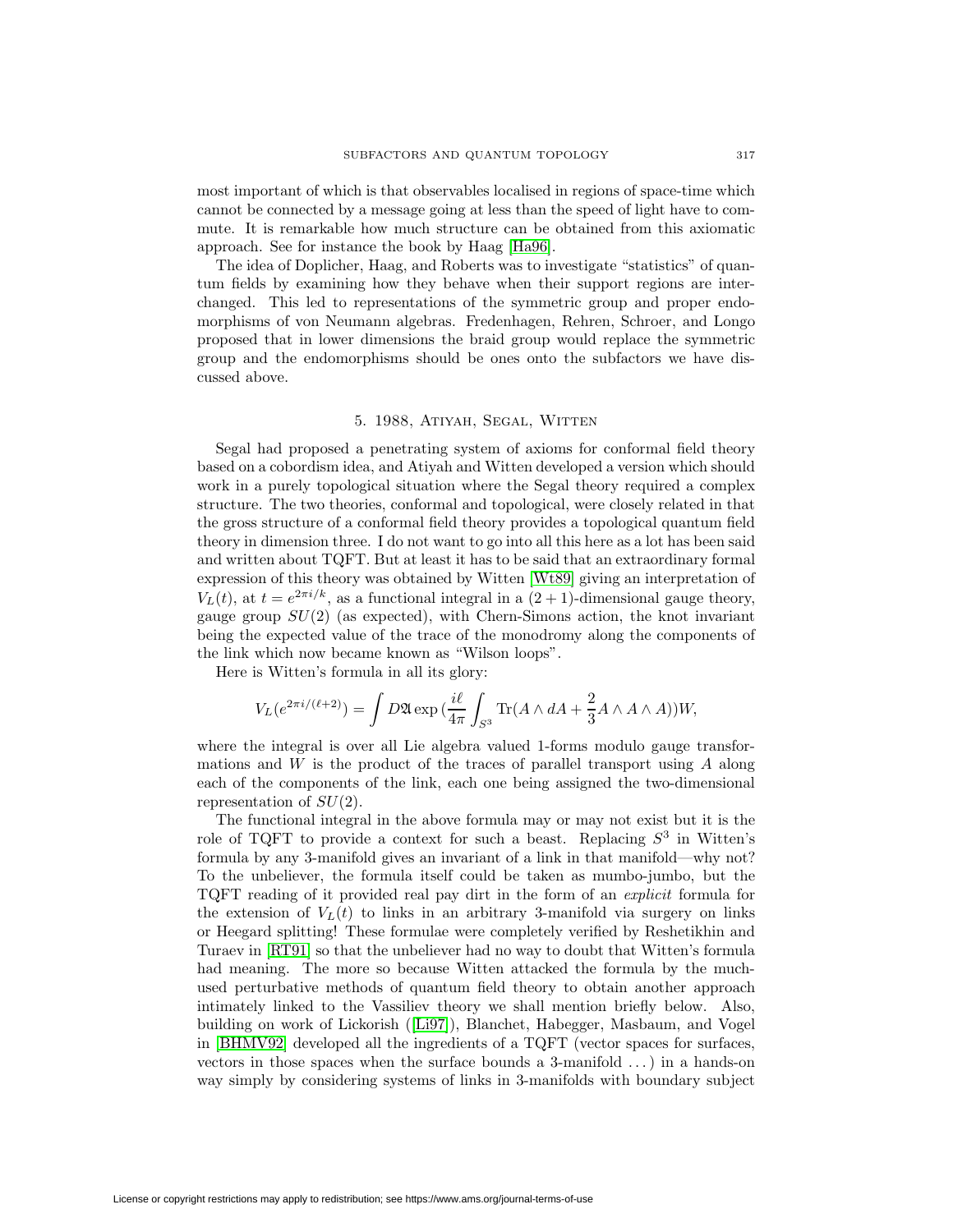most important of which is that observables localised in regions of space-time which cannot be connected by a message going at less than the speed of light have to commute. It is remarkable how much structure can be obtained from this axiomatic approach. See for instance the book by Haag [Ha96].

The idea of Doplicher, Haag, and Roberts was to investigate "statistics" of quantum fields by examining how they behave when their support regions are interchanged. This led to representations of the symmetric group and proper endomorphisms of von Neumann algebras. Fredenhagen, Rehren, Schroer, and Longo proposed that in lower dimensions the braid group would replace the symmetric group and the endomorphisms should be ones onto the subfactors we have discussed above.

## 5. 1988, Atiyah, Segal, Witten

Segal had proposed a penetrating system of axioms for conformal field theory based on a cobordism idea, and Atiyah and Witten developed a version which should work in a purely topological situation where the Segal theory required a complex structure. The two theories, conformal and topological, were closely related in that the gross structure of a conformal field theory provides a topological quantum field theory in dimension three. I do not want to go into all this here as a lot has been said and written about TQFT. But at least it has to be said that an extraordinary formal expression of this theory was obtained by Witten [Wt89] giving an interpretation of $V_L(t)$, at $t = e^{2\pi i/k}$, as a functional integral in a $(2+1)$-dimensional gauge theory, gauge group $SU(2)$ (as expected), with Chern-Simons action, the knot invariant being the expected value of the trace of the monodromy along the components of the link which now became known as "Wilson loops".

Here is Witten's formula in all its glory:

$$V_L(e^{2\pi i/(\ell+2)}) = \int D\mathfrak{A} \exp\left(\frac{i\ell}{4\pi}\int_{S^3} \mathrm{Tr}(A \wedge dA + \frac{2}{3} A \wedge A \wedge A)\right)W,$$

where the integral is over all Lie algebra valued 1-forms modulo gauge transformations and $W$ is the product of the traces of parallel transport using $A$ along each of the components of the link, each one being assigned the two-dimensional representation of $SU(2)$.

The functional integral in the above formula may or may not exist but it is the role of TQFT to provide a context for such a beast. Replacing $S^3$ in Witten's formula by any 3-manifold gives an invariant of a link in that manifold—why not? To the unbeliever, the formula itself could be taken as mumbo-jumbo, but the TQFT reading of it provided real pay dirt in the form of an *explicit* formula for the extension of $V_L(t)$ to links in an arbitrary 3-manifold via surgery on links or Heegard splitting! These formulae were completely verified by Reshetikhin and Turaev in [RT91] so that the unbeliever had no way to doubt that Witten's formula had meaning. The more so because Witten attacked the formula by the much-used perturbative methods of quantum field theory to obtain another approach intimately linked to the Vassiliev theory we shall mention briefly below. Also, building on work of Lickorish ([Li97]), Blanchet, Habegger, Masbaum, and Vogel in [BHMV92] developed all the ingredients of a TQFT (vector spaces for surfaces, vectors in those spaces when the surface bounds a 3-manifold ...) in a hands-on way simply by considering systems of links in 3-manifolds with boundary subject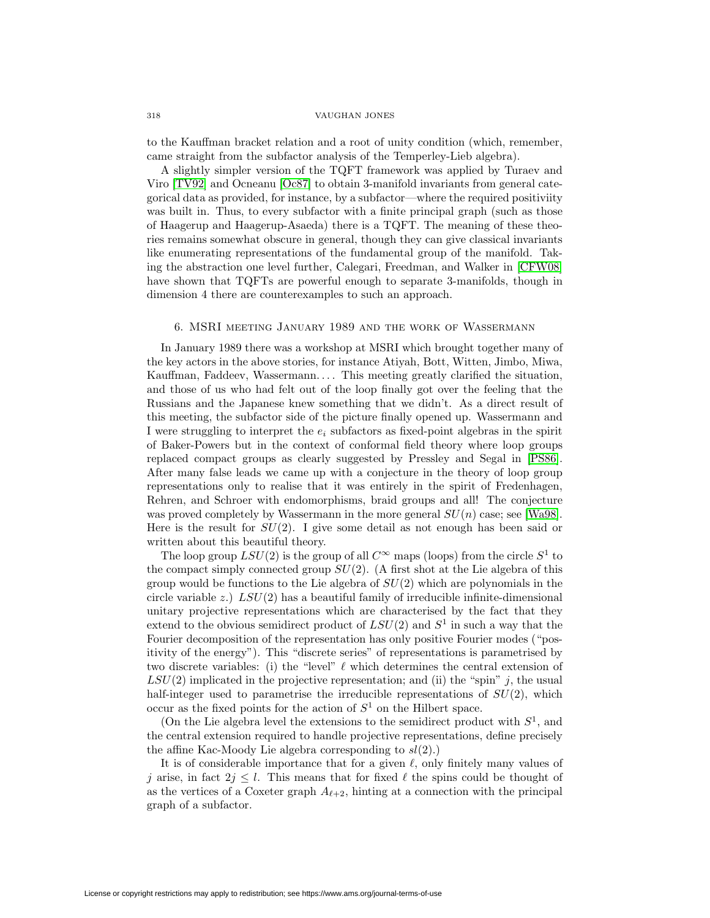to the Kauffman bracket relation and a root of unity condition (which, remember, came straight from the subfactor analysis of the Temperley-Lieb algebra).

A slightly simpler version of the TQFT framework was applied by Turaev and Viro [TV92] and Ocneanu [Oc87] to obtain 3-manifold invariants from general categorical data as provided, for instance, by a subfactor—where the required positiviity was built in. Thus, to every subfactor with a finite principal graph (such as those of Haagerup and Haagerup-Asaeda) there is a TQFT. The meaning of these theories remains somewhat obscure in general, though they can give classical invariants like enumerating representations of the fundamental group of the manifold. Taking the abstraction one level further, Calegari, Freedman, and Walker in [CFW08] have shown that TQFTs are powerful enough to separate 3-manifolds, though in dimension 4 there are counterexamples to such an approach.

## 6. MSRI meeting January 1989 and the work of Wassermann

In January 1989 there was a workshop at MSRI which brought together many of the key actors in the above stories, for instance Atiyah, Bott, Witten, Jimbo, Miwa, Kauffman, Faddeev, Wassermann. . . . This meeting greatly clarified the situation, and those of us who had felt out of the loop finally got over the feeling that the Russians and the Japanese knew something that we didn't. As a direct result of this meeting, the subfactor side of the picture finally opened up. Wassermann and I were struggling to interpret the $e_i$ subfactors as fixed-point algebras in the spirit of Baker-Powers but in the context of conformal field theory where loop groups replaced compact groups as clearly suggested by Pressley and Segal in [PS86]. After many false leads we came up with a conjecture in the theory of loop group representations only to realise that it was entirely in the spirit of Fredenhagen, Rehren, and Schroer with endomorphisms, braid groups and all! The conjecture was proved completely by Wassermann in the more general $SU(n)$ case; see [Wa98]. Here is the result for $SU(2)$. I give some detail as not enough has been said or written about this beautiful theory.

The loop group $LSU(2)$ is the group of all $C^\infty$ maps (loops) from the circle $S^1$ to the compact simply connected group $SU(2)$. (A first shot at the Lie algebra of this group would be functions to the Lie algebra of $SU(2)$ which are polynomials in the circle variable $z$.) $LSU(2)$ has a beautiful family of irreducible infinite-dimensional unitary projective representations which are characterised by the fact that they extend to the obvious semidirect product of $LSU(2)$ and $S^1$ in such a way that the Fourier decomposition of the representation has only positive Fourier modes ("positivity of the energy"). This "discrete series" of representations is parametrised by two discrete variables: (i) the "level" $\ell$ which determines the central extension of $LSU(2)$ implicated in the projective representation; and (ii) the "spin" $j$, the usual half-integer used to parametrise the irreducible representations of $SU(2)$, which occur as the fixed points for the action of $S^1$ on the Hilbert space.

(On the Lie algebra level the extensions to the semidirect product with $S^1$, and the central extension required to handle projective representations, define precisely the affine Kac-Moody Lie algebra corresponding to $sl(2)$.)

It is of considerable importance that for a given $\ell$, only finitely many values of $j$ arise, in fact $2j \leq l$. This means that for fixed $\ell$ the spins could be thought of as the vertices of a Coxeter graph $A_{\ell+2}$, hinting at a connection with the principal graph of a subfactor.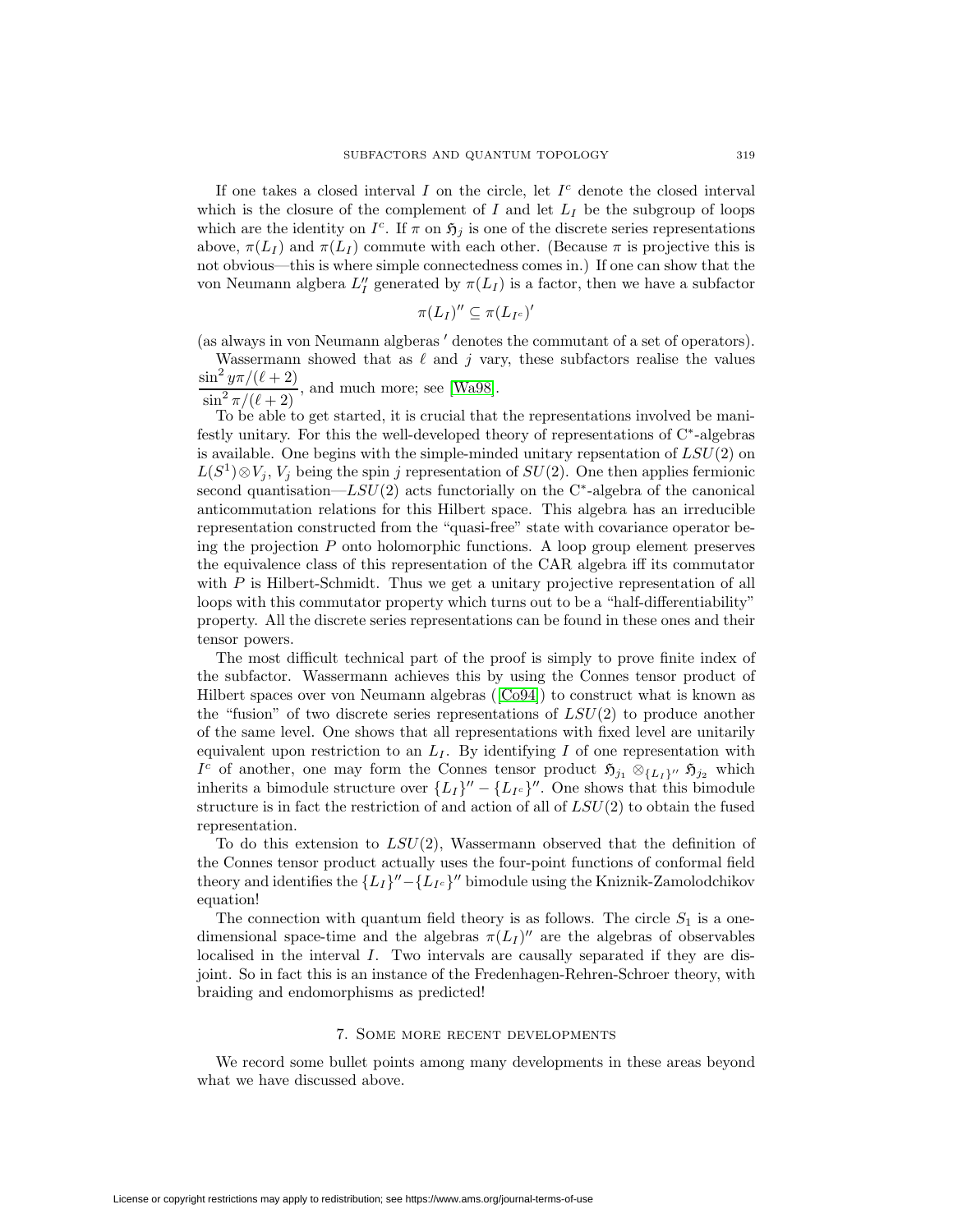If one takes a closed interval $I$ on the circle, let $I^c$ denote the closed interval which is the closure of the complement of $I$ and let $L_I$ be the subgroup of loops which are the identity on $I^c$. If $\pi$ on $\mathfrak{H}_j$ is one of the discrete series representations above, $\pi(L_I)$ and $\pi(L_I)$ commute with each other. (Because $\pi$ is projective this is not obvious—this is where simple connectedness comes in.) If one can show that the von Neumann algbera $L_I''$ generated by $\pi(L_I)$ is a factor, then we have a subfactor

$$\pi(L_I)'' \subseteq \pi(L_{I^c})'$$

(as always in von Neumann algberas $'$ denotes the commutant of a set of operators).

Wassermann showed that as $\ell$ and $j$ vary, these subfactors realise the values $\dfrac{\sin^2 y\pi/(\ell+2)}{\sin^2 \pi/(\ell+2)}$, and much more; see [Wa98].

To be able to get started, it is crucial that the representations involved be manifestly unitary. For this the well-developed theory of representations of C*-algebras is available. One begins with the simple-minded unitary repsentation of $LSU(2)$ on $L(S^1)\otimes V_j$, $V_j$ being the spin $j$ representation of $SU(2)$. One then applies fermionic second quantisation—$LSU(2)$ acts functorially on the C*-algebra of the canonical anticommutation relations for this Hilbert space. This algebra has an irreducible representation constructed from the "quasi-free" state with covariance operator being the projection $P$ onto holomorphic functions. A loop group element preserves the equivalence class of this representation of the CAR algebra iff its commutator with $P$ is Hilbert-Schmidt. Thus we get a unitary projective representation of all loops with this commutator property which turns out to be a "half-differentiability" property. All the discrete series representations can be found in these ones and their tensor powers.

The most difficult technical part of the proof is simply to prove finite index of the subfactor. Wassermann achieves this by using the Connes tensor product of Hilbert spaces over von Neumann algebras ([Co94]) to construct what is known as the "fusion" of two discrete series representations of $LSU(2)$ to produce another of the same level. One shows that all representations with fixed level are unitarily equivalent upon restriction to an $L_I$. By identifying $I$ of one representation with $I^c$ of another, one may form the Connes tensor product $\mathfrak{H}_{j_1} \otimes_{\{L_I\}''} \mathfrak{H}_{j_2}$ which inherits a bimodule structure over $\{L_I\}'' - \{L_{I^c}\}''$. One shows that this bimodule structure is in fact the restriction of and action of all of $LSU(2)$ to obtain the fused representation.

To do this extension to $LSU(2)$, Wassermann observed that the definition of the Connes tensor product actually uses the four-point functions of conformal field theory and identifies the $\{L_I\}''-\{L_{I^c}\}''$ bimodule using the Kniznik-Zamolodchikov equation!

The connection with quantum field theory is as follows. The circle $S_1$ is a one-dimensional space-time and the algebras $\pi(L_I)''$ are the algebras of observables localised in the interval $I$. Two intervals are causally separated if they are disjoint. So in fact this is an instance of the Fredenhagen-Rehren-Schroer theory, with braiding and endomorphisms as predicted!

## 7. Some more recent developments

We record some bullet points among many developments in these areas beyond what we have discussed above.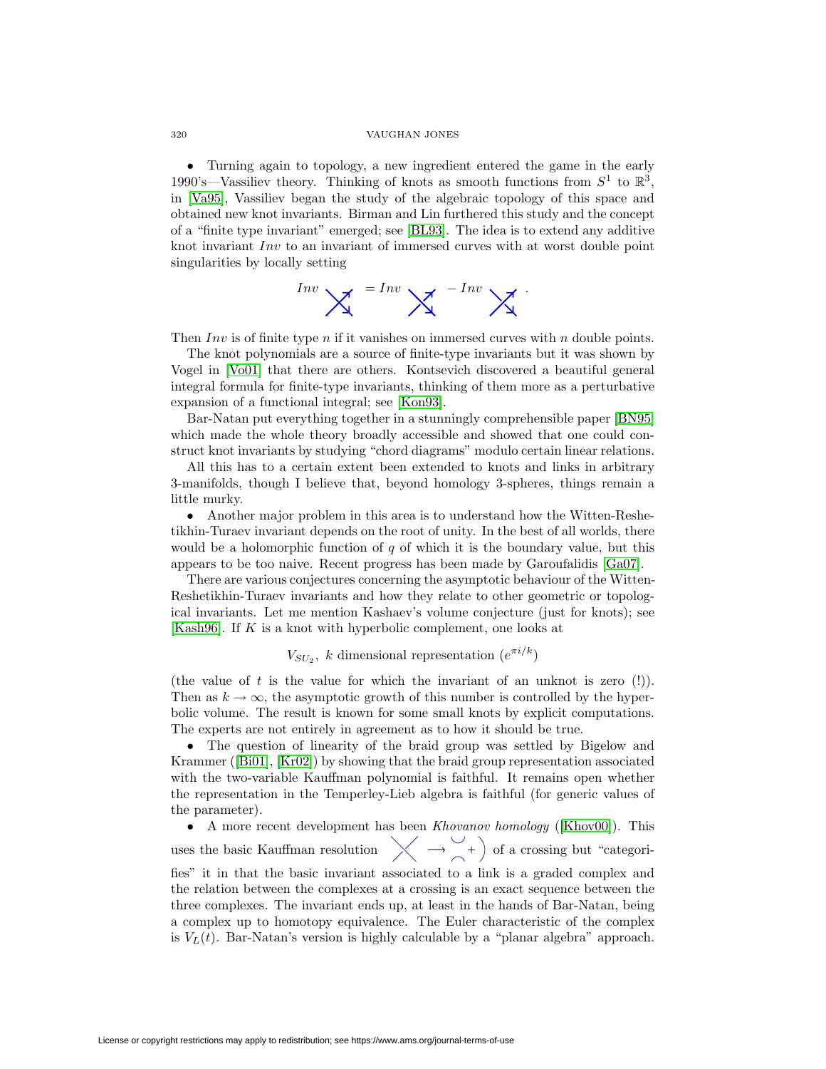• Turning again to topology, a new ingredient entered the game in the early 1990's—Vassiliev theory. Thinking of knots as smooth functions from $S^1$ to $\mathbb{R}^3$, in [Va95], Vassiliev began the study of the algebraic topology of this space and obtained new knot invariants. Birman and Lin furthered this study and the concept of a "finite type invariant" emerged; see [BL93]. The idea is to extend any additive knot invariant $Inv$ to an invariant of immersed curves with at worst double point singularities by locally setting

$$Inv \; (\text{double point}) = Inv \; (\text{positive crossing}) - Inv \; (\text{negative crossing}).$$

Then $Inv$ is of finite type $n$ if it vanishes on immersed curves with $n$ double points.

The knot polynomials are a source of finite-type invariants but it was shown by Vogel in [Vo01] that there are others. Kontsevich discovered a beautiful general integral formula for finite-type invariants, thinking of them more as a perturbative expansion of a functional integral; see [Kon93].

Bar-Natan put everything together in a stunningly comprehensible paper [BN95] which made the whole theory broadly accessible and showed that one could construct knot invariants by studying "chord diagrams" modulo certain linear relations.

All this has to a certain extent been extended to knots and links in arbitrary 3-manifolds, though I believe that, beyond homology 3-spheres, things remain a little murky.

• Another major problem in this area is to understand how the Witten-Reshetikhin-Turaev invariant depends on the root of unity. In the best of all worlds, there would be a holomorphic function of $q$ of which it is the boundary value, but this appears to be too naive. Recent progress has been made by Garoufalidis [Ga07].

There are various conjectures concerning the asymptotic behaviour of the Witten-Reshetikhin-Turaev invariants and how they relate to other geometric or topological invariants. Let me mention Kashaev's volume conjecture (just for knots); see [Kash96]. If $K$ is a knot with hyperbolic complement, one looks at

$$V_{SU_2},\ k \text{ dimensional representation } (e^{\pi i/k})$$

(the value of $t$ is the value for which the invariant of an unknot is zero (!)). Then as $k \to \infty$, the asymptotic growth of this number is controlled by the hyperbolic volume. The result is known for some small knots by explicit computations. The experts are not entirely in agreement as to how it should be true.

• The question of linearity of the braid group was settled by Bigelow and Krammer ([Bi01], [Kr02]) by showing that the braid group representation associated with the two-variable Kauffman polynomial is faithful. It remains open whether the representation in the Temperley-Lieb algebra is faithful (for generic values of the parameter).

• A more recent development has been *Khovanov homology* ([Khov00]). This uses the basic Kauffman resolution (crossing $\longrightarrow$ smoothing $+$ smoothing) of a crossing but "categorifies" it in that the basic invariant associated to a link is a graded complex and the relation between the complexes at a crossing is an exact sequence between the three complexes. The invariant ends up, at least in the hands of Bar-Natan, being a complex up to homotopy equivalence. The Euler characteristic of the complex is $V_L(t)$. Bar-Natan's version is highly calculable by a "planar algebra" approach.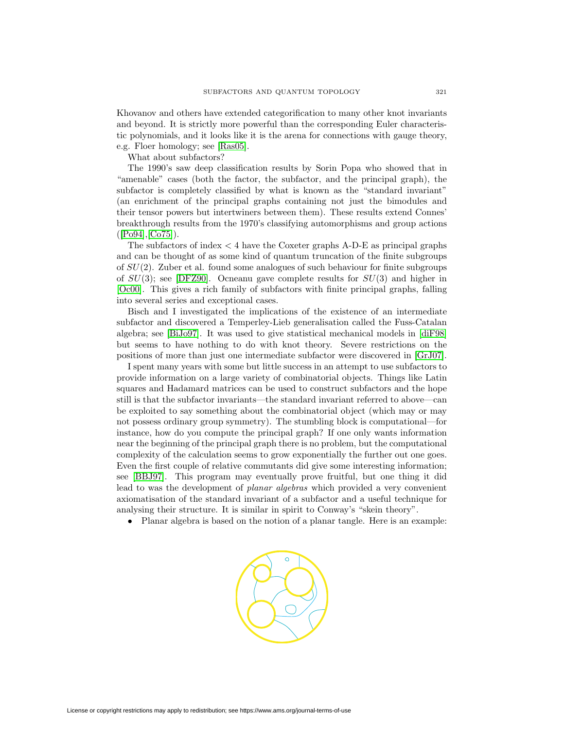Khovanov and others have extended categorification to many other knot invariants and beyond. It is strictly more powerful than the corresponding Euler characteristic polynomials, and it looks like it is the arena for connections with gauge theory, e.g. Floer homology; see [Ras05].

What about subfactors?

The 1990's saw deep classification results by Sorin Popa who showed that in "amenable" cases (both the factor, the subfactor, and the principal graph), the subfactor is completely classified by what is known as the "standard invariant" (an enrichment of the principal graphs containing not just the bimodules and their tensor powers but intertwiners between them). These results extend Connes' breakthrough results from the 1970's classifying automorphisms and group actions ([Po94],[Co75]).

The subfactors of index $< 4$ have the Coxeter graphs A-D-E as principal graphs and can be thought of as some kind of quantum truncation of the finite subgroups of $SU(2)$. Zuber et al. found some analogues of such behaviour for finite subgroups of $SU(3)$; see [DFZ90]. Ocneanu gave complete results for $SU(3)$ and higher in [Oc00]. This gives a rich family of subfactors with finite principal graphs, falling into several series and exceptional cases.

Bisch and I investigated the implications of the existence of an intermediate subfactor and discovered a Temperley-Lieb generalisation called the Fuss-Catalan algebra; see [BiJo97]. It was used to give statistical mechanical models in [diF98] but seems to have nothing to do with knot theory. Severe restrictions on the positions of more than just one intermediate subfactor were discovered in [GrJ07].

I spent many years with some but little success in an attempt to use subfactors to provide information on a large variety of combinatorial objects. Things like Latin squares and Hadamard matrices can be used to construct subfactors and the hope still is that the subfactor invariants—the standard invariant referred to above—can be exploited to say something about the combinatorial object (which may or may not possess ordinary group symmetry). The stumbling block is computational—for instance, how do you compute the principal graph? If one only wants information near the beginning of the principal graph there is no problem, but the computational complexity of the calculation seems to grow exponentially the further out one goes. Even the first couple of relative commutants did give some interesting information; see [BBJ97]. This program may eventually prove fruitful, but one thing it did lead to was the development of *planar algebras* which provided a very convenient axiomatisation of the standard invariant of a subfactor and a useful technique for analysing their structure. It is similar in spirit to Conway's "skein theory".

- Planar algebra is based on the notion of a planar tangle. Here is an example: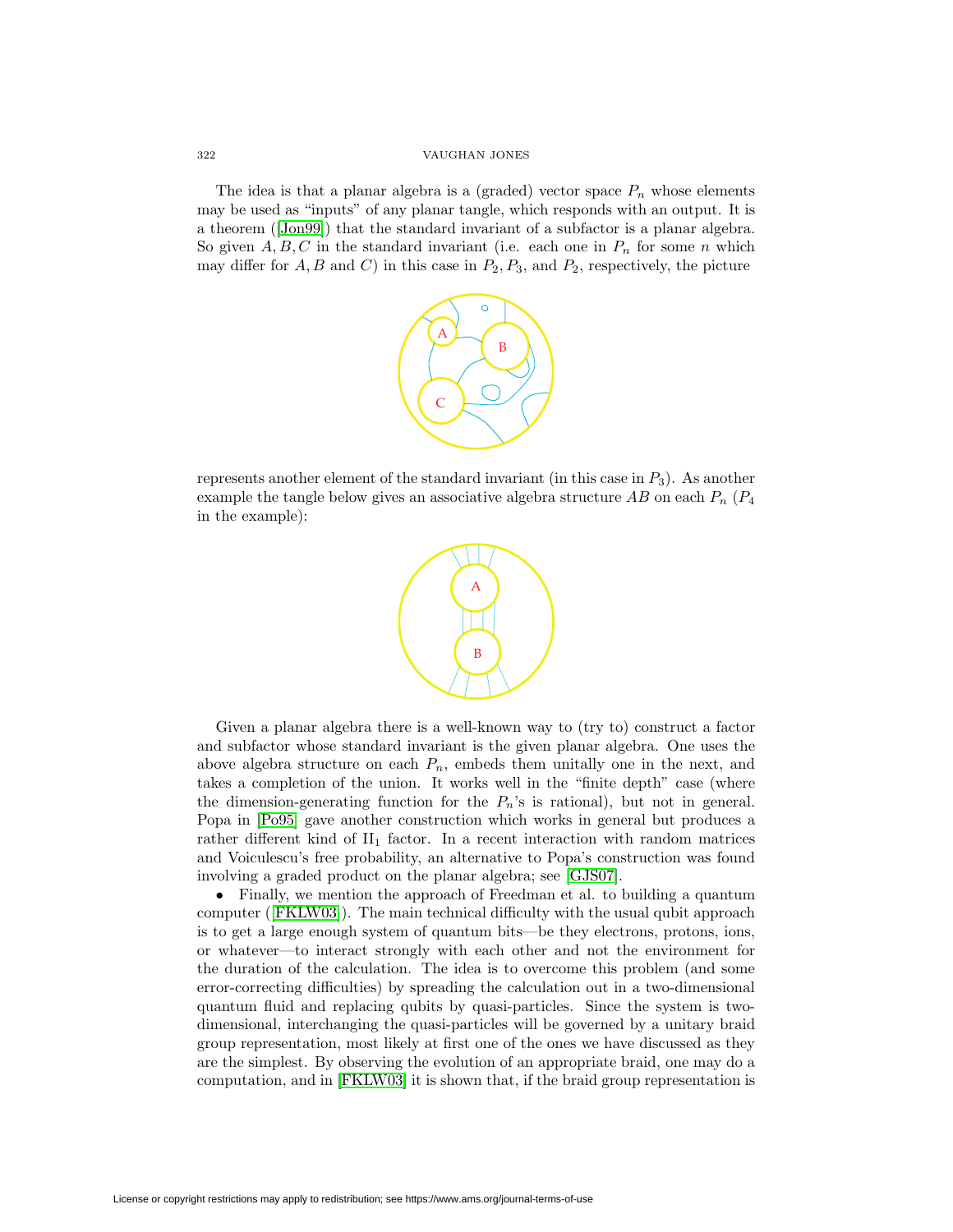The idea is that a planar algebra is a (graded) vector space $P_n$ whose elements may be used as "inputs" of any planar tangle, which responds with an output. It is a theorem ([Jon99]) that the standard invariant of a subfactor is a planar algebra. So given $A, B, C$ in the standard invariant (i.e. each one in $P_n$ for some $n$ which may differ for $A, B$ and $C$) in this case in $P_2, P_3$, and $P_2$, respectively, the picture

represents another element of the standard invariant (in this case in $P_3$). As another example the tangle below gives an associative algebra structure $AB$ on each $P_n$ ($P_4$ in the example):

Given a planar algebra there is a well-known way to (try to) construct a factor and subfactor whose standard invariant is the given planar algebra. One uses the above algebra structure on each $P_n$, embeds them unitally one in the next, and takes a completion of the union. It works well in the "finite depth" case (where the dimension-generating function for the $P_n$'s is rational), but not in general. Popa in [Po95] gave another construction which works in general but produces a rather different kind of $\mathrm{II}_1$ factor. In a recent interaction with random matrices and Voiculescu's free probability, an alternative to Popa's construction was found involving a graded product on the planar algebra; see [GJS07].

- Finally, we mention the approach of Freedman et al. to building a quantum computer ([FKLW03]). The main technical difficulty with the usual qubit approach is to get a large enough system of quantum bits—be they electrons, protons, ions, or whatever—to interact strongly with each other and not the environment for the duration of the calculation. The idea is to overcome this problem (and some error-correcting difficulties) by spreading the calculation out in a two-dimensional quantum fluid and replacing qubits by quasi-particles. Since the system is two-dimensional, interchanging the quasi-particles will be governed by a unitary braid group representation, most likely at first one of the ones we have discussed as they are the simplest. By observing the evolution of an appropriate braid, one may do a computation, and in [FKLW03] it is shown that, if the braid group representation is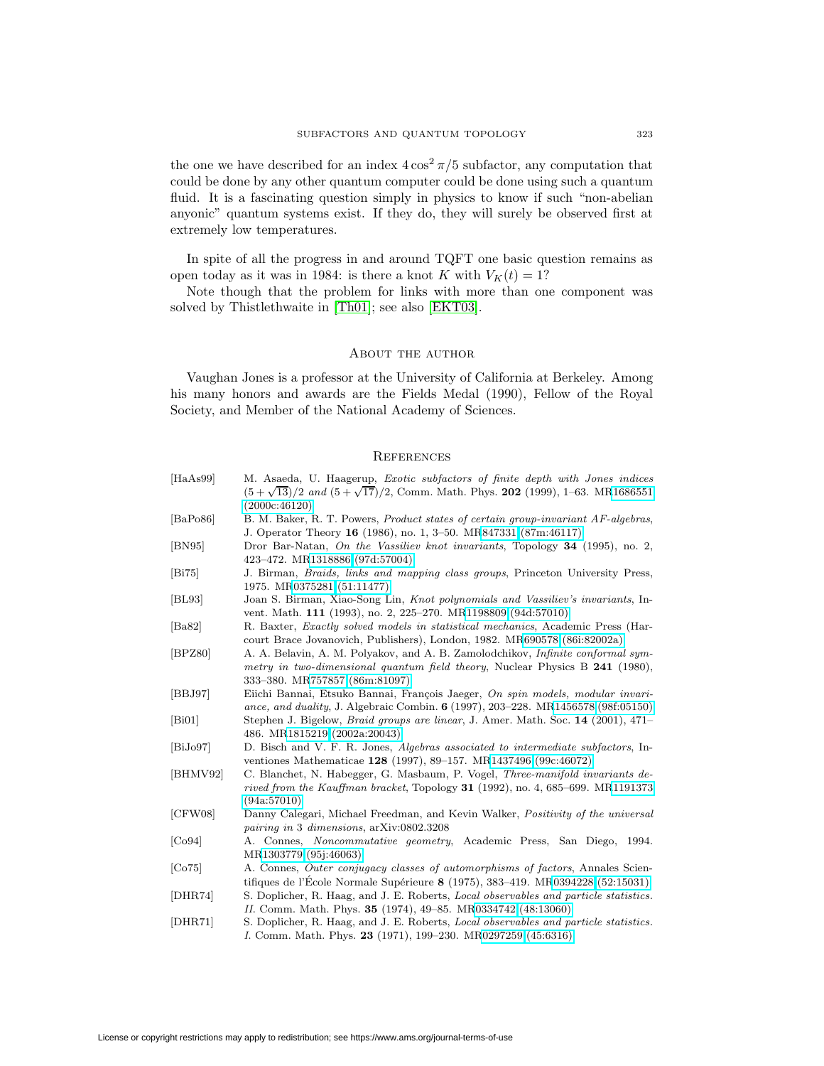the one we have described for an index $4\cos^2 \pi/5$ subfactor, any computation that could be done by any other quantum computer could be done using such a quantum fluid. It is a fascinating question simply in physics to know if such "non-abelian anyonic" quantum systems exist. If they do, they will surely be observed first at extremely low temperatures.

In spite of all the progress in and around TQFT one basic question remains as open today as it was in 1984: is there a knot $K$ with $V_K(t) = 1$?

Note though that the problem for links with more than one component was solved by Thistlethwaite in [Th01]; see also [EKT03].

## About the author

Vaughan Jones is a professor at the University of California at Berkeley. Among his many honors and awards are the Fields Medal (1990), Fellow of the Royal Society, and Member of the National Academy of Sciences.

## References

[HaAs99] M. Asaeda, U. Haagerup, *Exotic subfactors of finite depth with Jones indices $(5+\sqrt{13})/2$ and $(5+\sqrt{17})/2$*, Comm. Math. Phys. **202** (1999), 1–63. MR1686551 (2000c:46120)

[BaPo86] B. M. Baker, R. T. Powers, *Product states of certain group-invariant AF-algebras*, J. Operator Theory **16** (1986), no. 1, 3–50. MR847331 (87m:46117)

[BN95] Dror Bar-Natan, *On the Vassiliev knot invariants*, Topology **34** (1995), no. 2, 423–472. MR1318886 (97d:57004)

[Bi75] J. Birman, *Braids, links and mapping class groups*, Princeton University Press, 1975. MR0375281 (51:11477)

[BL93] Joan S. Birman, Xiao-Song Lin, *Knot polynomials and Vassiliev's invariants*, Invent. Math. **111** (1993), no. 2, 225–270. MR1198809 (94d:57010)

[Ba82] R. Baxter, *Exactly solved models in statistical mechanics*, Academic Press (Harcourt Brace Jovanovich, Publishers), London, 1982. MR690578 (86i:82002a)

[BPZ80] A. A. Belavin, A. M. Polyakov, and A. B. Zamolodchikov, *Infinite conformal symmetry in two-dimensional quantum field theory*, Nuclear Physics B **241** (1980), 333–380. MR757857 (86m:81097)

[BBJ97] Eiichi Bannai, Etsuko Bannai, François Jaeger, *On spin models, modular invariance, and duality*, J. Algebraic Combin. **6** (1997), 203–228. MR1456578 (98f:05150)

[Bi01] Stephen J. Bigelow, *Braid groups are linear*, J. Amer. Math. Soc. **14** (2001), 471–486. MR1815219 (2002a:20043)

[BiJo97] D. Bisch and V. F. R. Jones, *Algebras associated to intermediate subfactors*, Inventiones Mathematicae **128** (1997), 89–157. MR1437496 (99c:46072)

[BHMV92] C. Blanchet, N. Habegger, G. Masbaum, P. Vogel, *Three-manifold invariants derived from the Kauffman bracket*, Topology **31** (1992), no. 4, 685–699. MR1191373 (94a:57010)

[CFW08] Danny Calegari, Michael Freedman, and Kevin Walker, *Positivity of the universal pairing in 3 dimensions*, arXiv:0802.3208

[Co94] A. Connes, *Noncommutative geometry*, Academic Press, San Diego, 1994. MR1303779 (95j:46063)

[Co75] A. Connes, *Outer conjugacy classes of automorphisms of factors*, Annales Scientifiques de l'École Normale Supérieure **8** (1975), 383–419. MR0394228 (52:15031)

[DHR74] S. Doplicher, R. Haag, and J. E. Roberts, *Local observables and particle statistics. II.* Comm. Math. Phys. **35** (1974), 49–85. MR0334742 (48:13060)

[DHR71] S. Doplicher, R. Haag, and J. E. Roberts, *Local observables and particle statistics. I.* Comm. Math. Phys. **23** (1971), 199–230. MR0297259 (45:6316)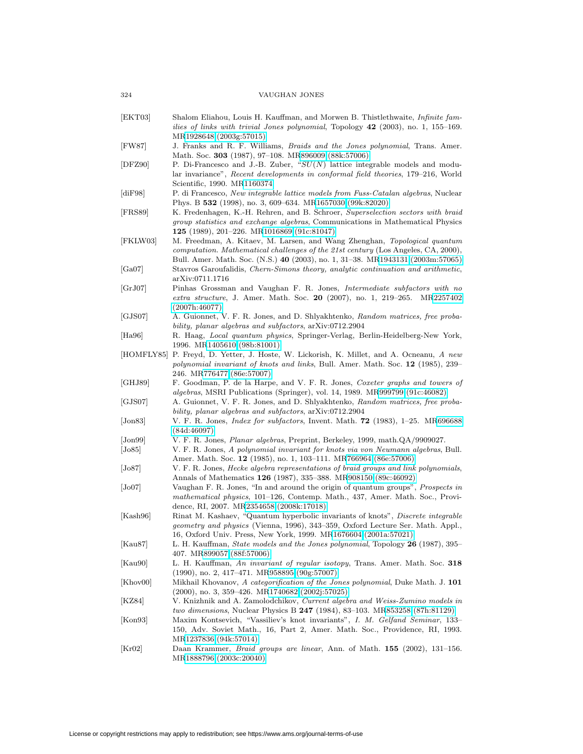[EKT03] Shalom Eliahou, Louis H. Kauffman, and Morwen B. Thistlethwaite, *Infinite families of links with trivial Jones polynomial*, Topology **42** (2003), no. 1, 155–169. MR1928648 (2003g:57015)

[FW87] J. Franks and R. F. Williams, *Braids and the Jones polynomial*, Trans. Amer. Math. Soc. **303** (1987), 97–108. MR896009 (88k:57006)

[DFZ90] P. Di-Francesco and J.-B. Zuber, "*$SU(N)$ lattice integrable models and modular invariance*", *Recent developments in conformal field theories*, 179–216, World Scientific, 1990. MR1160374

[diF98] P. di Francesco, *New integrable lattice models from Fuss-Catalan algebras*, Nuclear Phys. B **532** (1998), no. 3, 609–634. MR1657030 (99k:82020)

[FRS89] K. Fredenhagen, K.-H. Rehren, and B. Schroer, *Superselection sectors with braid group statistics and exchange algebras*, Communications in Mathematical Physics **125** (1989), 201–226. MR1016869 (91c:81047)

[FKLW03] M. Freedman, A. Kitaev, M. Larsen, and Wang Zhenghan, *Topological quantum computation. Mathematical challenges of the 21st century* (Los Angeles, CA, 2000), Bull. Amer. Math. Soc. (N.S.) **40** (2003), no. 1, 31–38. MR1943131 (2003m:57065)

[Ga07] Stavros Garoufalidis, *Chern-Simons theory, analytic continuation and arithmetic*, arXiv:0711.1716

[GrJ07] Pinhas Grossman and Vaughan F. R. Jones, *Intermediate subfactors with no extra structure*, J. Amer. Math. Soc. **20** (2007), no. 1, 219–265. MR2257402 (2007h:46077)

[GJS07] A. Guionnet, V. F. R. Jones, and D. Shlyakhtenko, *Random matrices, free probability, planar algebras and subfactors*, arXiv:0712.2904

[Ha96] R. Haag, *Local quantum physics*, Springer-Verlag, Berlin-Heidelberg-New York, 1996. MR1405610 (98b:81001)

[HOMFLY85] P. Freyd, D. Yetter, J. Hoste, W. Lickorish, K. Millet, and A. Ocneanu, *A new polynomial invariant of knots and links*, Bull. Amer. Math. Soc. **12** (1985), 239–246. MR776477 (86e:57007)

[GHJ89] F. Goodman, P. de la Harpe, and V. F. R. Jones, *Coxeter graphs and towers of algebras*, MSRI Publications (Springer), vol. 14, 1989. MR999799 (91c:46082)

[GJS07] A. Guionnet, V. F. R. Jones, and D. Shlyakhtenko, *Random matrices, free probability, planar algebras and subfactors*, arXiv:0712.2904

[Jon83] V. F. R. Jones, *Index for subfactors*, Invent. Math. **72** (1983), 1–25. MR696688 (84d:46097)

[Jon99] V. F. R. Jones, *Planar algebras*, Preprint, Berkeley, 1999, math.QA/9909027.

[Jo85] V. F. R. Jones, *A polynomial invariant for knots via von Neumann algebras*, Bull. Amer. Math. Soc. **12** (1985), no. 1, 103–111. MR766964 (86e:57006)

[Jo87] V. F. R. Jones, *Hecke algebra representations of braid groups and link polynomials*, Annals of Mathematics **126** (1987), 335–388. MR908150 (89c:46092)

[Jo07] Vaughan F. R. Jones, "In and around the origin of quantum groups", *Prospects in mathematical physics*, 101–126, Contemp. Math., 437, Amer. Math. Soc., Providence, RI, 2007. MR2354658 (2008k:17018)

[Kash96] Rinat M. Kashaev, "Quantum hyperbolic invariants of knots", *Discrete integrable geometry and physics* (Vienna, 1996), 343–359, Oxford Lecture Ser. Math. Appl., 16, Oxford Univ. Press, New York, 1999. MR1676604 (2001a:57021)

[Kau87] L. H. Kauffman, *State models and the Jones polynomial*, Topology **26** (1987), 395–407. MR899057 (88f:57006)

[Kau90] L. H. Kauffman, *An invariant of regular isotopy*, Trans. Amer. Math. Soc. **318** (1990), no. 2, 417–471. MR958895 (90g:57007)

[Khov00] Mikhail Khovanov, *A categorification of the Jones polynomial*, Duke Math. J. **101** (2000), no. 3, 359–426. MR1740682 (2002j:57025)

[KZ84] V. Knizhnik and A. Zamolodchikov, *Current algebra and Weiss-Zumino models in two dimensions*, Nuclear Physics B **247** (1984), 83–103. MR853258 (87h:81129)

[Kon93] Maxim Kontsevich, "Vassiliev's knot invariants", *I. M. Gelfand Seminar*, 133–150, Adv. Soviet Math., 16, Part 2, Amer. Math. Soc., Providence, RI, 1993. MR1237836 (94k:57014)

[Kr02] Daan Krammer, *Braid groups are linear*, Ann. of Math. **155** (2002), 131–156. MR1888796 (2003c:20040)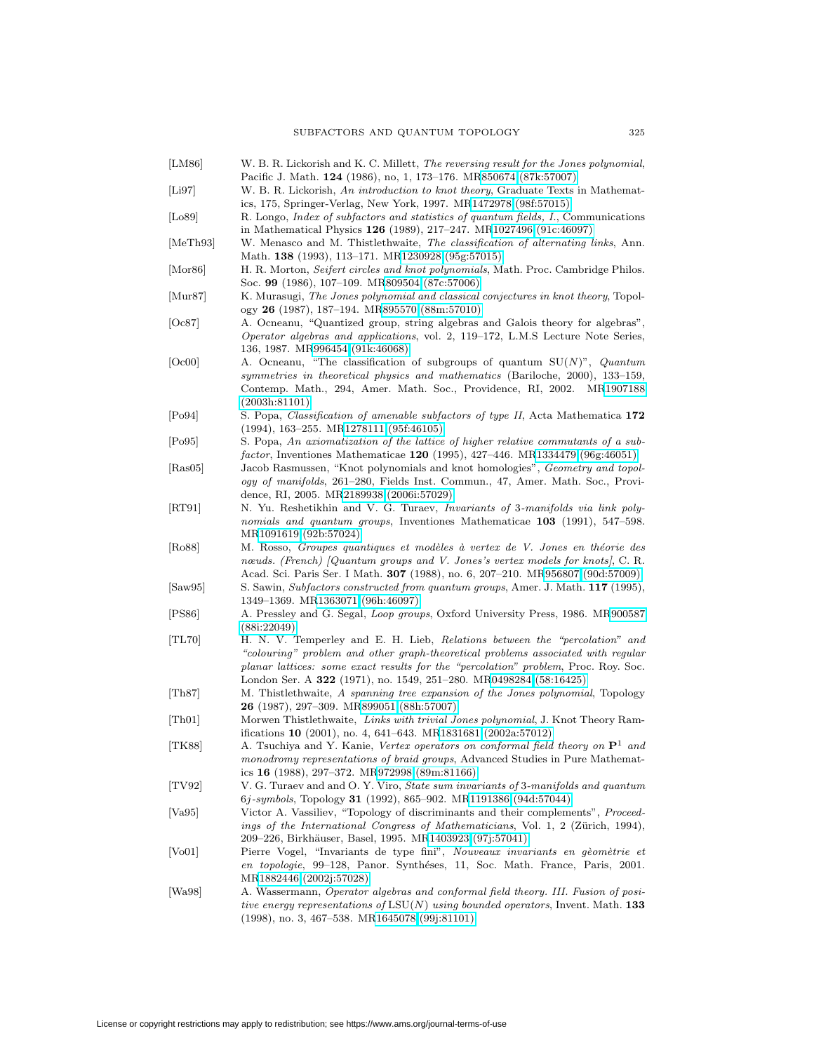[LM86] W. B. R. Lickorish and K. C. Millett, *The reversing result for the Jones polynomial*, Pacific J. Math. **124** (1986), no, 1, 173–176. MR850674 (87k:57007)

[Li97] W. B. R. Lickorish, *An introduction to knot theory*, Graduate Texts in Mathematics, 175, Springer-Verlag, New York, 1997. MR1472978 (98f:57015)

[Lo89] R. Longo, *Index of subfactors and statistics of quantum fields, I.*, Communications in Mathematical Physics **126** (1989), 217–247. MR1027496 (91c:46097)

[MeTh93] W. Menasco and M. Thistlethwaite, *The classification of alternating links*, Ann. Math. **138** (1993), 113–171. MR1230928 (95g:57015)

[Mor86] H. R. Morton, *Seifert circles and knot polynomials*, Math. Proc. Cambridge Philos. Soc. **99** (1986), 107–109. MR809504 (87c:57006)

[Mur87] K. Murasugi, *The Jones polynomial and classical conjectures in knot theory*, Topology **26** (1987), 187–194. MR895570 (88m:57010)

[Oc87] A. Ocneanu, "Quantized group, string algebras and Galois theory for algebras", *Operator algebras and applications*, vol. 2, 119–172, L.M.S Lecture Note Series, 136, 1987. MR996454 (91k:46068)

[Oc00] A. Ocneanu, "The classification of subgroups of quantum SU($N$)", *Quantum symmetries in theoretical physics and mathematics* (Bariloche, 2000), 133–159, Contemp. Math., 294, Amer. Math. Soc., Providence, RI, 2002. MR1907188 (2003h:81101)

[Po94] S. Popa, *Classification of amenable subfactors of type II*, Acta Mathematica **172** (1994), 163–255. MR1278111 (95f:46105)

[Po95] S. Popa, *An axiomatization of the lattice of higher relative commutants of a subfactor*, Inventiones Mathematicae **120** (1995), 427–446. MR1334479 (96g:46051)

[Ras05] Jacob Rasmussen, "Knot polynomials and knot homologies", *Geometry and topology of manifolds*, 261–280, Fields Inst. Commun., 47, Amer. Math. Soc., Providence, RI, 2005. MR2189938 (2006i:57029)

[RT91] N. Yu. Reshetikhin and V. G. Turaev, *Invariants of 3-manifolds via link polynomials and quantum groups*, Inventiones Mathematicae **103** (1991), 547–598. MR1091619 (92b:57024)

[Ro88] M. Rosso, *Groupes quantiques et modèles à vertex de V. Jones en théorie des nœuds. (French) [Quantum groups and V. Jones's vertex models for knots]*, C. R. Acad. Sci. Paris Ser. I Math. **307** (1988), no. 6, 207–210. MR956807 (90d:57009)

[Saw95] S. Sawin, *Subfactors constructed from quantum groups*, Amer. J. Math. **117** (1995), 1349–1369. MR1363071 (96h:46097)

[PS86] A. Pressley and G. Segal, *Loop groups*, Oxford University Press, 1986. MR900587 (88i:22049)

[TL70] H. N. V. Temperley and E. H. Lieb, *Relations between the "percolation" and "colouring" problem and other graph-theoretical problems associated with regular planar lattices: some exact results for the "percolation" problem*, Proc. Roy. Soc. London Ser. A **322** (1971), no. 1549, 251–280. MR0498284 (58:16425)

[Th87] M. Thistlethwaite, *A spanning tree expansion of the Jones polynomial*, Topology **26** (1987), 297–309. MR899051 (88h:57007)

[Th01] Morwen Thistlethwaite, *Links with trivial Jones polynomial*, J. Knot Theory Ramifications **10** (2001), no. 4, 641–643. MR1831681 (2002a:57012)

[TK88] A. Tsuchiya and Y. Kanie, *Vertex operators on conformal field theory on* $\mathbf{P}^1$ *and monodromy representations of braid groups*, Advanced Studies in Pure Mathematics **16** (1988), 297–372. MR972998 (89m:81166)

[TV92] V. G. Turaev and and O. Y. Viro, *State sum invariants of 3-manifolds and quantum 6j-symbols*, Topology **31** (1992), 865–902. MR1191386 (94d:57044)

[Va95] Victor A. Vassiliev, "Topology of discriminants and their complements", *Proceedings of the International Congress of Mathematicians*, Vol. 1, 2 (Zürich, 1994), 209–226, Birkhäuser, Basel, 1995. MR1403923 (97j:57041)

[Vo01] Pierre Vogel, "Invariants de type fini", *Nouveaux invariants en gèomètrie et en topologie*, 99–128, Panor. Synthéses, 11, Soc. Math. France, Paris, 2001. MR1882446 (2002j:57028)

[Wa98] A. Wassermann, *Operator algebras and conformal field theory. III. Fusion of positive energy representations of* LSU($N$) *using bounded operators*, Invent. Math. **133** (1998), no. 3, 467–538. MR1645078 (99j:81101)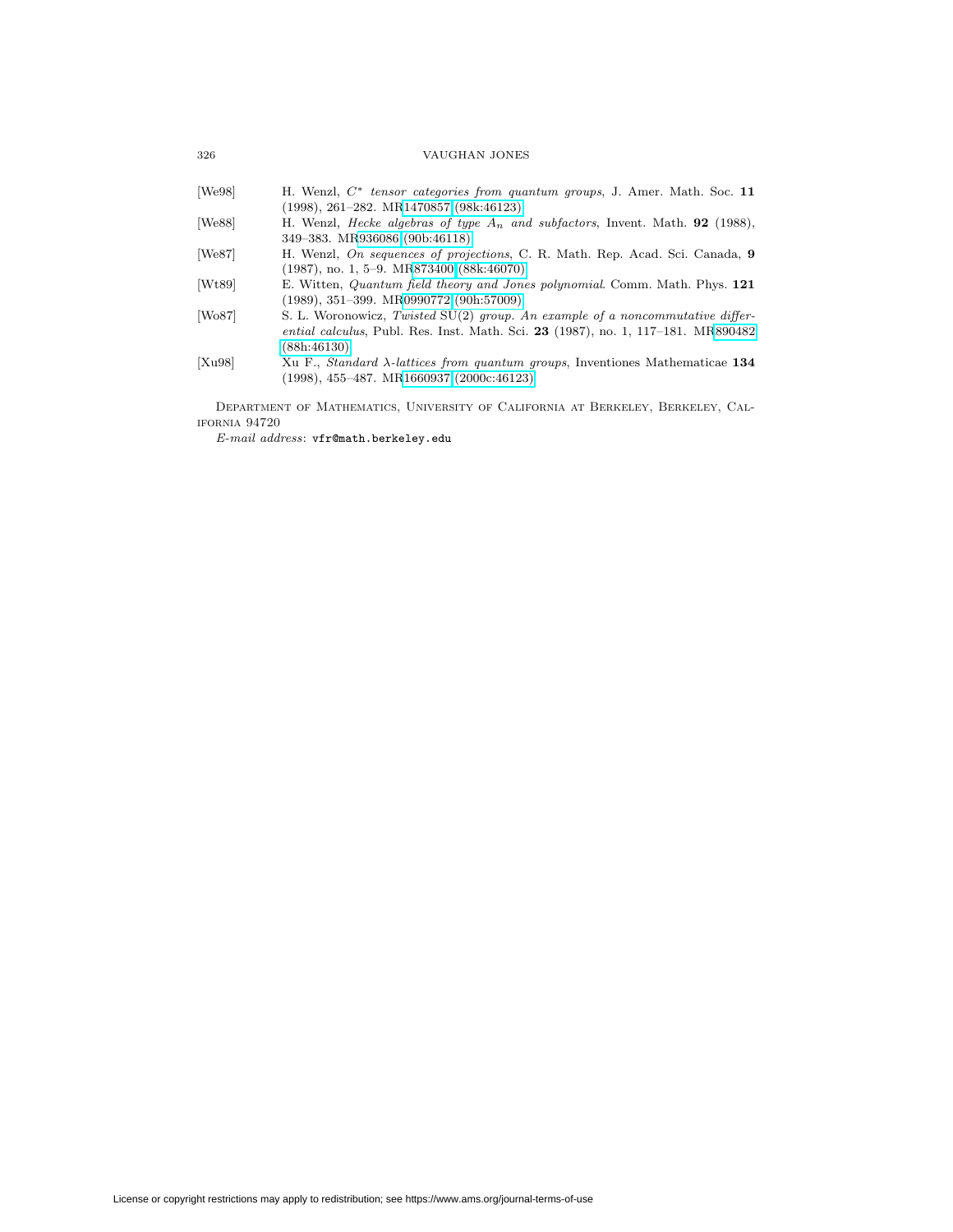[We98] H. Wenzl, *$C^*$ tensor categories from quantum groups*, J. Amer. Math. Soc. **11** (1998), 261–282. MR1470857 (98k:46123)

[We88] H. Wenzl, *Hecke algebras of type $A_n$ and subfactors*, Invent. Math. **92** (1988), 349–383. MR936086 (90b:46118)

[We87] H. Wenzl, *On sequences of projections*, C. R. Math. Rep. Acad. Sci. Canada, **9** (1987), no. 1, 5–9. MR873400 (88k:46070)

[Wt89] E. Witten, *Quantum field theory and Jones polynomial*. Comm. Math. Phys. **121** (1989), 351–399. MR0990772 (90h:57009)

[Wo87] S. L. Woronowicz, *Twisted* SU(2) *group. An example of a noncommutative differential calculus*, Publ. Res. Inst. Math. Sci. **23** (1987), no. 1, 117–181. MR890482 (88h:46130)

[Xu98] Xu F., *Standard $\lambda$-lattices from quantum groups*, Inventiones Mathematicae **134** (1998), 455–487. MR1660937 (2000c:46123)

Department of Mathematics, University of California at Berkeley, Berkeley, California 94720

*E-mail address*: vfr@math.berkeley.edu

License or copyright restrictions may apply to redistribution; see https://www.ams.org/journal-terms-of-use